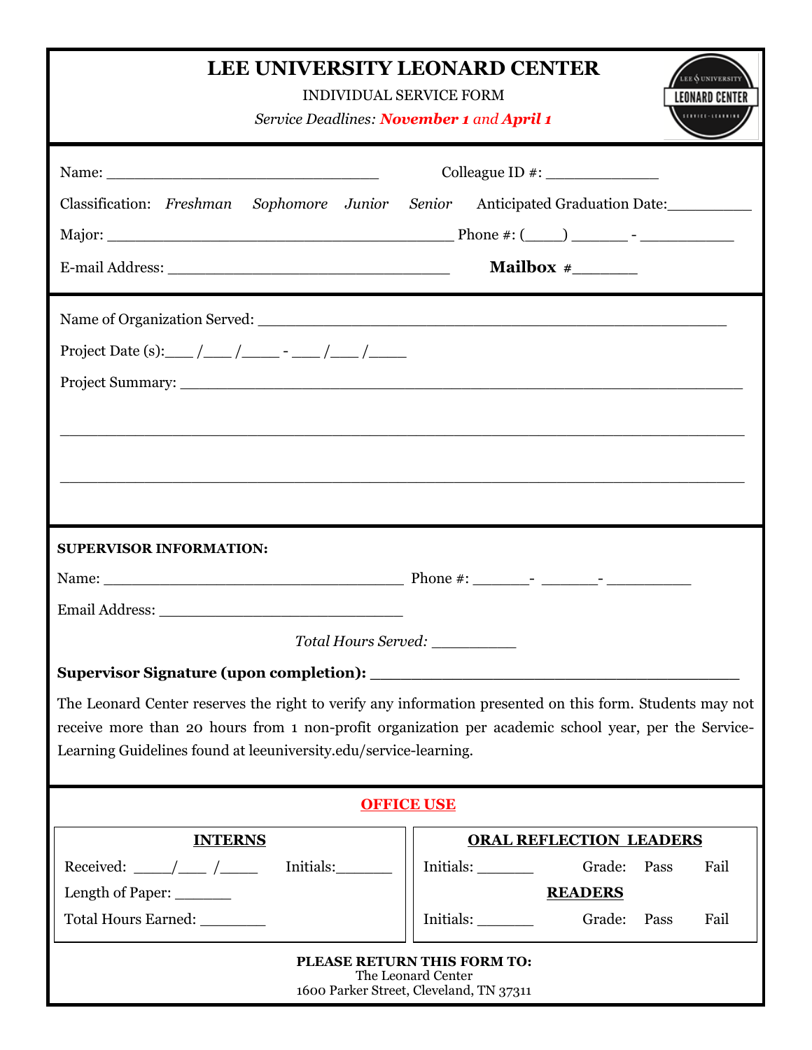# LEE UNIVERSITY LEONARD CENTER

INDIVIDUAL SERVICE FORM

*Service Deadlines:* ***November 1*** *and* ***April 1***

Name: ______________________________ Colleague ID #: ____________

Classification: *Freshman* *Sophomore* *Junior* *Senior* Anticipated Graduation Date:_________

Major: ______________________________________ Phone #: (____) ______ - __________

E-mail Address: _______________________________ **Mailbox** #_______

Name of Organization Served: ___________________________________________________

Project Date (s):___ /___ /____ - ___ /___ /____

Project Summary: _______________________________________________________________

___________________________________________________________________________

___________________________________________________________________________

**SUPERVISOR INFORMATION:**

Name: _________________________________ Phone #: ______- ______- _________

Email Address: ___________________________

*Total Hours Served:* _________

**Supervisor Signature (upon completion):** _________________________________________

The Leonard Center reserves the right to verify any information presented on this form. Students may not receive more than 20 hours from 1 non-profit organization per academic school year, per the Service-Learning Guidelines found at leeuniversity.edu/service-learning.

## OFFICE USE

| INTERNS | ORAL REFLECTION LEADERS |
|---|---|
| Received: ____/___ /____ Initials:______ | Initials: ______ Grade: Pass Fail |
| Length of Paper: ______ | **READERS** |
| Total Hours Earned: _______ | Initials: ______ Grade: Pass Fail |

**PLEASE RETURN THIS FORM TO:**
The Leonard Center
1600 Parker Street, Cleveland, TN 37311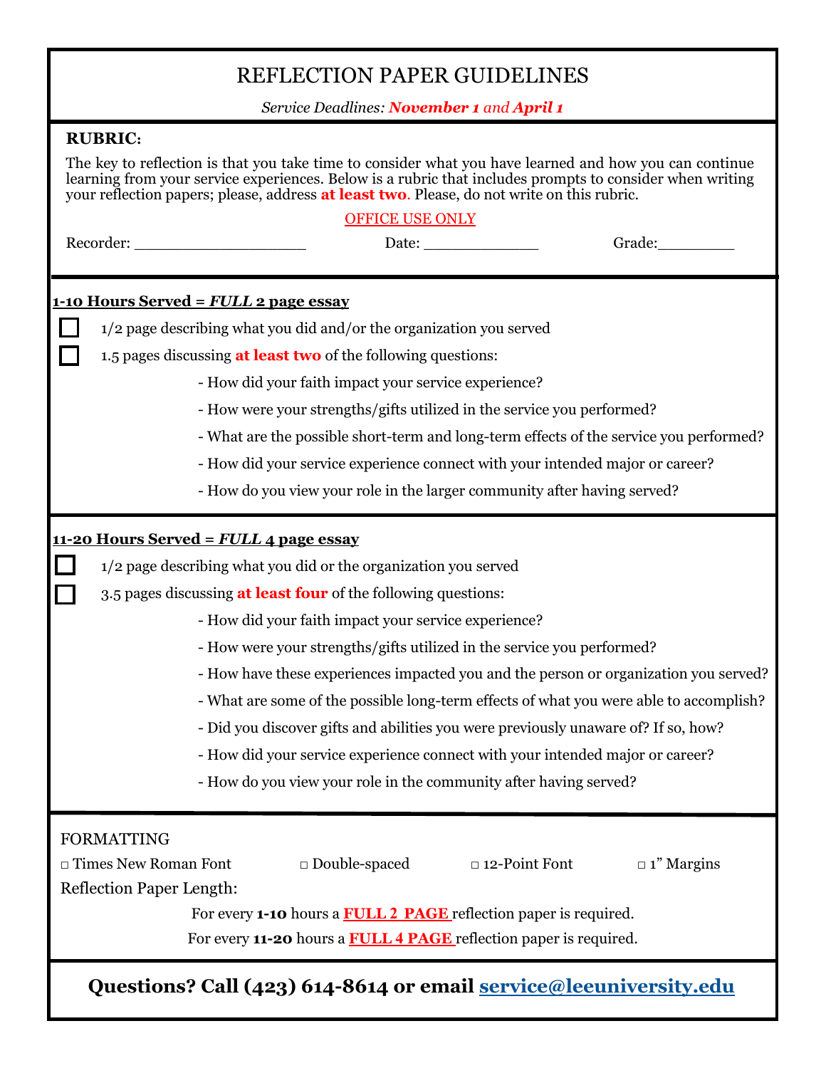# REFLECTION PAPER GUIDELINES

*Service Deadlines: **November 1** and **April 1***

**RUBRIC:**

The key to reflection is that you take time to consider what you have learned and how you can continue learning from your service experiences. Below is a rubric that includes prompts to consider when writing your reflection papers; please, address **at least two**. Please, do not write on this rubric.

OFFICE USE ONLY

Recorder: ____________________ Date: _____________ Grade:_________

## 1-10 Hours Served = *FULL* 2 page essay

- ☐ 1/2 page describing what you did and/or the organization you served
- ☐ 1.5 pages discussing **at least two** of the following questions:
  - How did your faith impact your service experience?
  - How were your strengths/gifts utilized in the service you performed?
  - What are the possible short-term and long-term effects of the service you performed?
  - How did your service experience connect with your intended major or career?
  - How do you view your role in the larger community after having served?

## 11-20 Hours Served = *FULL* 4 page essay

- ☐ 1/2 page describing what you did or the organization you served
- ☐ 3.5 pages discussing **at least four** of the following questions:
  - How did your faith impact your service experience?
  - How were your strengths/gifts utilized in the service you performed?
  - How have these experiences impacted you and the person or organization you served?
  - What are some of the possible long-term effects of what you were able to accomplish?
  - Did you discover gifts and abilities you were previously unaware of? If so, how?
  - How did your service experience connect with your intended major or career?
  - How do you view your role in the community after having served?

FORMATTING

□ Times New Roman Font □ Double-spaced □ 12-Point Font □ 1" Margins

Reflection Paper Length:

For every **1-10** hours a **FULL 2 PAGE** reflection paper is required.

For every **11-20** hours a **FULL 4 PAGE** reflection paper is required.

**Questions? Call (423) 614-8614 or email service@leeuniversity.edu**